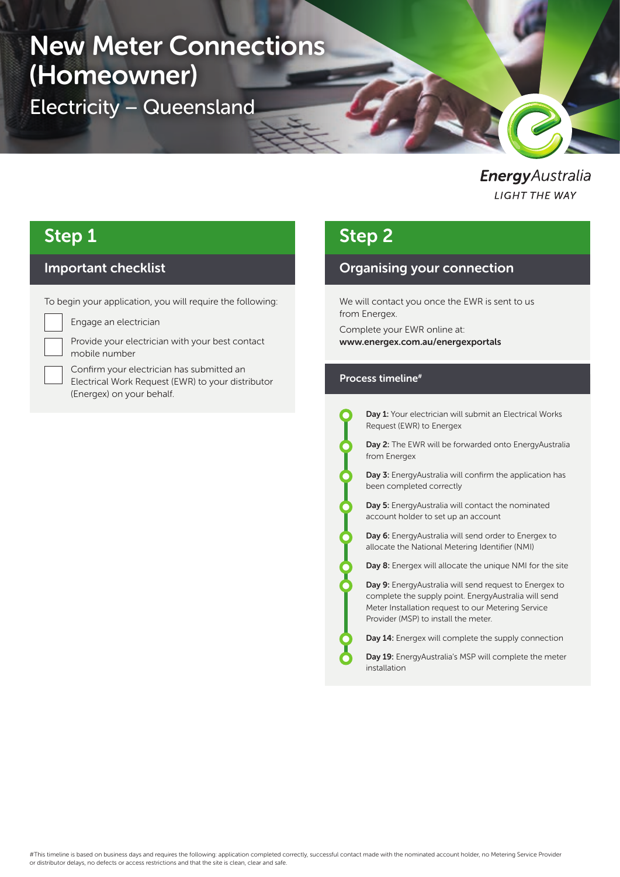# New Meter Connections (Homeowner)

## Electricity – Queensland

EnergyAustralia

LIGHT THE WAY

## Step 1

### Important checklist

To begin your application, you will require the following:

- [ ] Engage an electrician
- [ ] Provide your electrician with your best contact mobile number
- [ ] Confirm your electrician has submitted an Electrical Work Request (EWR) to your distributor (Energex) on your behalf.

## Step 2

### Organising your connection

We will contact you once the EWR is sent to us from Energex.

Complete your EWR online at: **www.energex.com.au/energexportals**

### Process timeline#

- **Day 1:** Your electrician will submit an Electrical Works Request (EWR) to Energex
- **Day 2:** The EWR will be forwarded onto EnergyAustralia from Energex
- **Day 3:** EnergyAustralia will confirm the application has been completed correctly
- **Day 5:** EnergyAustralia will contact the nominated account holder to set up an account
- **Day 6:** EnergyAustralia will send order to Energex to allocate the National Metering Identifier (NMI)
- **Day 8:** Energex will allocate the unique NMI for the site
- **Day 9:** EnergyAustralia will send request to Energex to complete the supply point. EnergyAustralia will send Meter Installation request to our Metering Service Provider (MSP) to install the meter.
- **Day 14:** Energex will complete the supply connection
- **Day 19:** EnergyAustralia's MSP will complete the meter installation

#This timeline is based on business days and requires the following: application completed correctly, successful contact made with the nominated account holder, no Metering Service Provider or distributor delays, no defects or access restrictions and that the site is clean, clear and safe.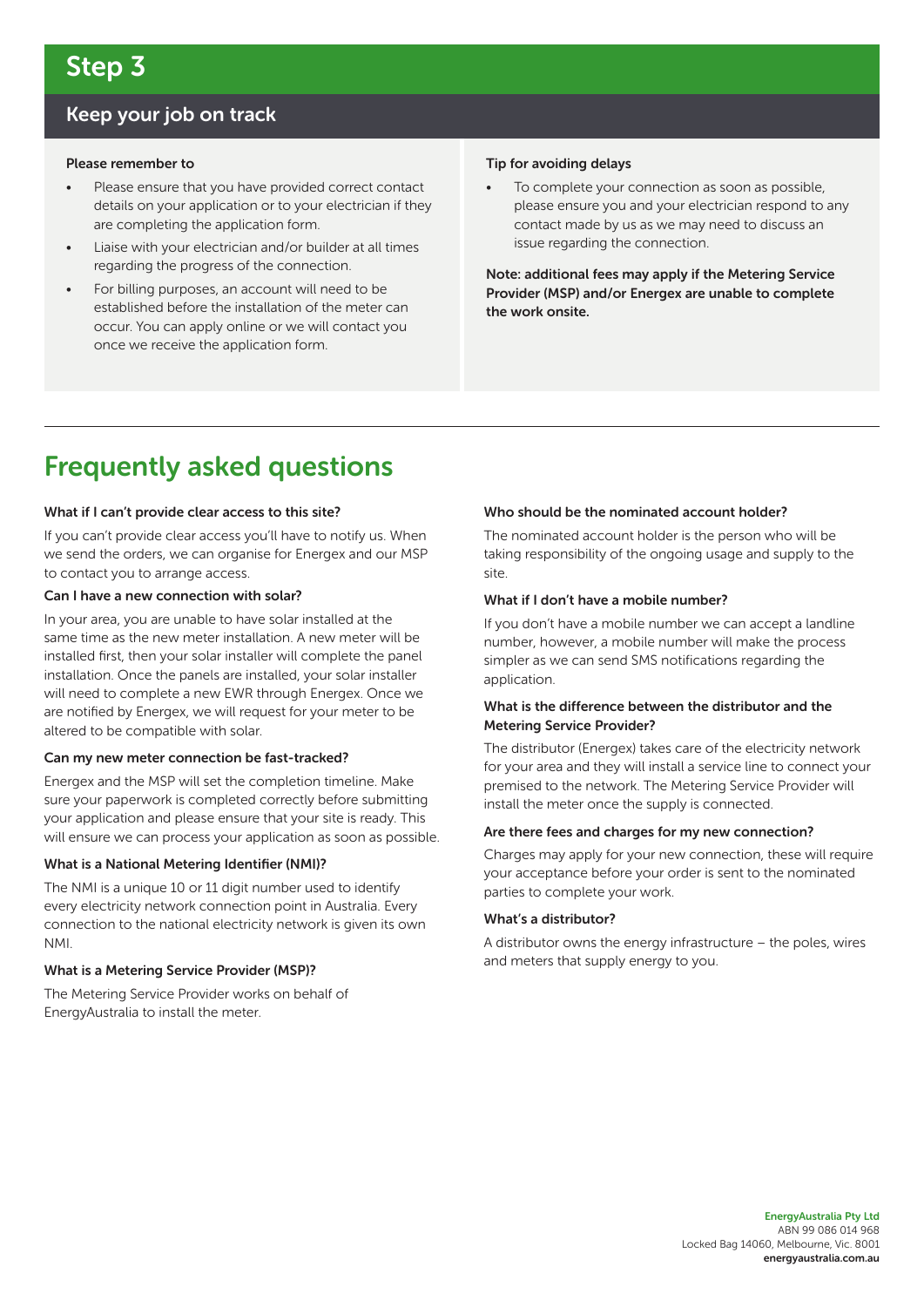# Step 3

## Keep your job on track

**Please remember to**

- Please ensure that you have provided correct contact details on your application or to your electrician if they are completing the application form.
- Liaise with your electrician and/or builder at all times regarding the progress of the connection.
- For billing purposes, an account will need to be established before the installation of the meter can occur. You can apply online or we will contact you once we receive the application form.

**Tip for avoiding delays**

- To complete your connection as soon as possible, please ensure you and your electrician respond to any contact made by us as we may need to discuss an issue regarding the connection.

**Note: additional fees may apply if the Metering Service Provider (MSP) and/or Energex are unable to complete the work onsite.**

# Frequently asked questions

**What if I can't provide clear access to this site?**

If you can't provide clear access you'll have to notify us. When we send the orders, we can organise for Energex and our MSP to contact you to arrange access.

**Can I have a new connection with solar?**

In your area, you are unable to have solar installed at the same time as the new meter installation. A new meter will be installed first, then your solar installer will complete the panel installation. Once the panels are installed, your solar installer will need to complete a new EWR through Energex. Once we are notified by Energex, we will request for your meter to be altered to be compatible with solar.

**Can my new meter connection be fast-tracked?**

Energex and the MSP will set the completion timeline. Make sure your paperwork is completed correctly before submitting your application and please ensure that your site is ready. This will ensure we can process your application as soon as possible.

**What is a National Metering Identifier (NMI)?**

The NMI is a unique 10 or 11 digit number used to identify every electricity network connection point in Australia. Every connection to the national electricity network is given its own NMI.

**What is a Metering Service Provider (MSP)?**

The Metering Service Provider works on behalf of EnergyAustralia to install the meter.

**Who should be the nominated account holder?**

The nominated account holder is the person who will be taking responsibility of the ongoing usage and supply to the site.

**What if I don't have a mobile number?**

If you don't have a mobile number we can accept a landline number, however, a mobile number will make the process simpler as we can send SMS notifications regarding the application.

**What is the difference between the distributor and the Metering Service Provider?**

The distributor (Energex) takes care of the electricity network for your area and they will install a service line to connect your premised to the network. The Metering Service Provider will install the meter once the supply is connected.

**Are there fees and charges for my new connection?**

Charges may apply for your new connection, these will require your acceptance before your order is sent to the nominated parties to complete your work.

**What's a distributor?**

A distributor owns the energy infrastructure – the poles, wires and meters that supply energy to you.

**EnergyAustralia Pty Ltd**
ABN 99 086 014 968
Locked Bag 14060, Melbourne, Vic. 8001
**energyaustralia.com.au**